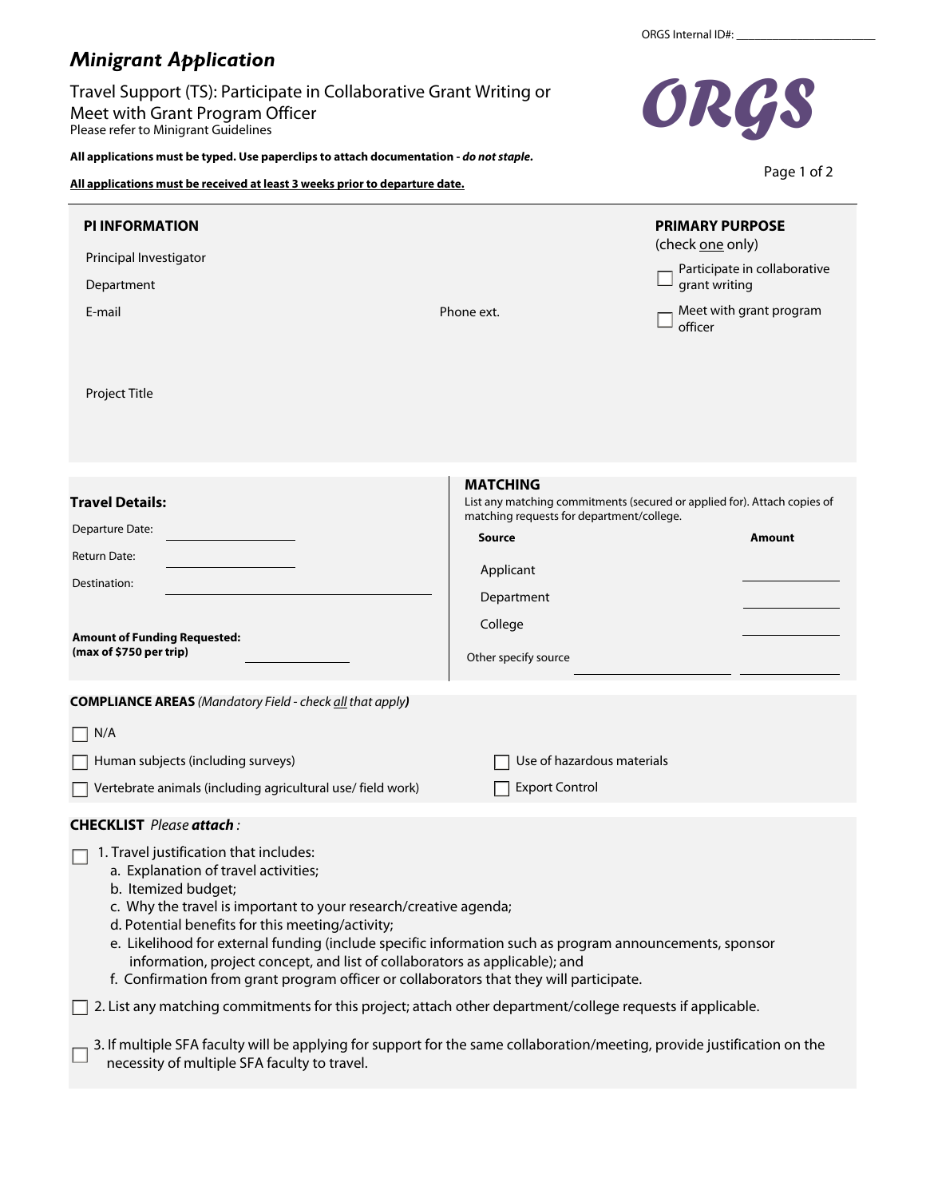ORGS Internal ID#: ____________________

# *Minigrant Application*

## Travel Support (TS): Participate in Collaborative Grant Writing or Meet with Grant Program Officer

Please refer to Minigrant Guidelines

ORGS

**All applications must be typed. Use paperclips to attach documentation - *do not staple*.**

**All applications must be received at least 3 weeks prior to departure date.**

---

### PI INFORMATION

Principal Investigator

Department

E-mail

Phone ext.

Project Title

### PRIMARY PURPOSE

(check one only)

- ☐ Participate in collaborative grant writing
- ☐ Meet with grant program officer

---

### Travel Details:

Departure Date: ____________________

Return Date: ____________________

Destination: ____________________

**Amount of Funding Requested:**
**(max of $750 per trip)** ____________________

### MATCHING

List any matching commitments (secured or applied for). Attach copies of matching requests for department/college.

| Source | Amount |
|---|---|
| Applicant | ____________ |
| Department | ____________ |
| College | ____________ |
| Other specify source ____________ | ____________ |

---

**COMPLIANCE AREAS** *(Mandatory Field - check all that apply)*

- ☐ N/A
- ☐ Human subjects (including surveys)
- ☐ Vertebrate animals (including agricultural use/ field work)
- ☐ Use of hazardous materials
- ☐ Export Control

---

**CHECKLIST** *Please **attach** :*

☐ 1. Travel justification that includes:
   a. Explanation of travel activities;
   b. Itemized budget;
   c. Why the travel is important to your research/creative agenda;
   d. Potential benefits for this meeting/activity;
   e. Likelihood for external funding (include specific information such as program announcements, sponsor information, project concept, and list of collaborators as applicable); and
   f. Confirmation from grant program officer or collaborators that they will participate.

☐ 2. List any matching commitments for this project; attach other department/college requests if applicable.

☐ 3. If multiple SFA faculty will be applying for support for the same collaboration/meeting, provide justification on the necessity of multiple SFA faculty to travel.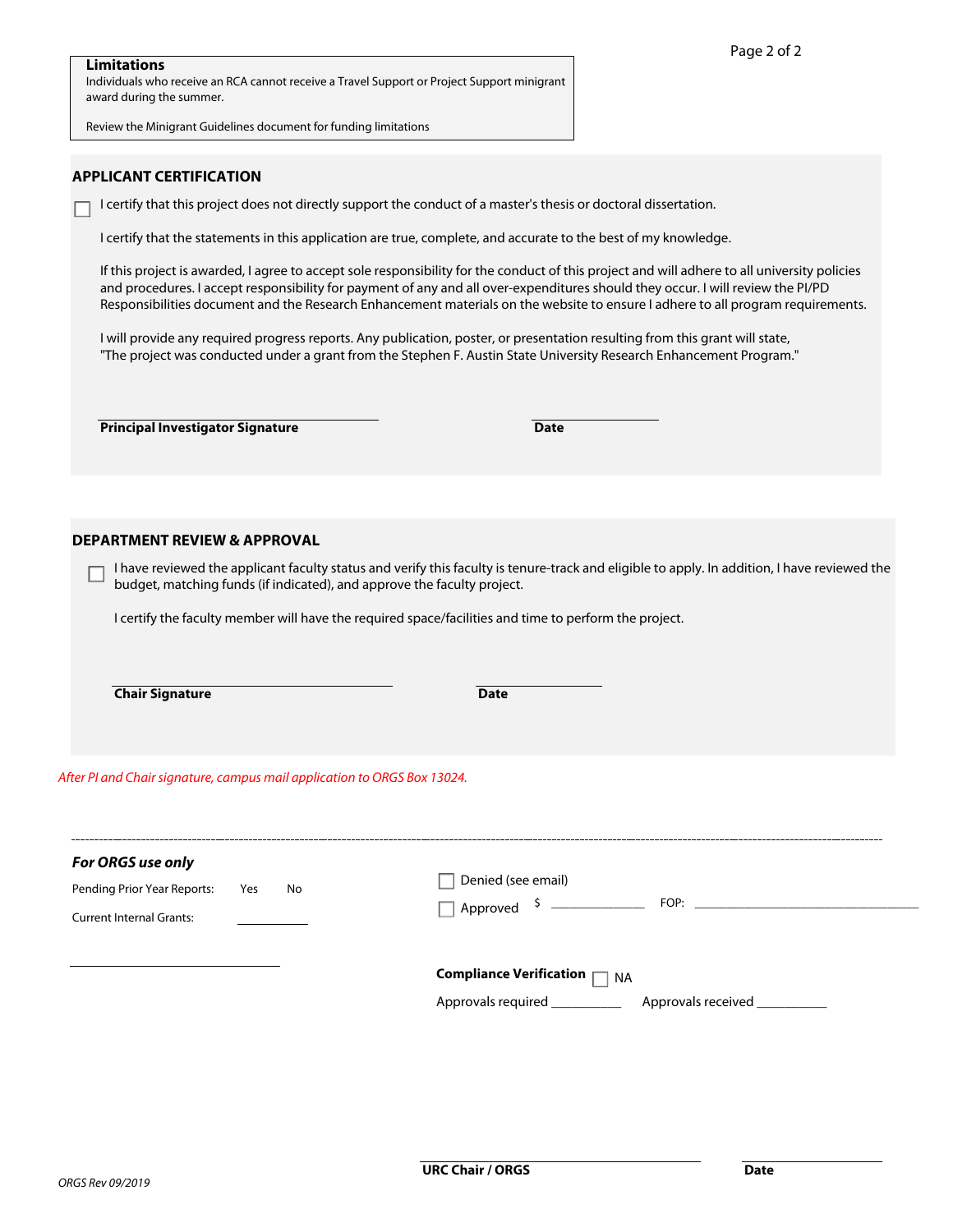**Limitations**

Individuals who receive an RCA cannot receive a Travel Support or Project Support minigrant award during the summer.

Review the Minigrant Guidelines document for funding limitations

## APPLICANT CERTIFICATION

☐ I certify that this project does not directly support the conduct of a master's thesis or doctoral dissertation.

I certify that the statements in this application are true, complete, and accurate to the best of my knowledge.

If this project is awarded, I agree to accept sole responsibility for the conduct of this project and will adhere to all university policies and procedures. I accept responsibility for payment of any and all over-expenditures should they occur. I will review the PI/PD Responsibilities document and the Research Enhancement materials on the website to ensure I adhere to all program requirements.

I will provide any required progress reports. Any publication, poster, or presentation resulting from this grant will state, "The project was conducted under a grant from the Stephen F. Austin State University Research Enhancement Program."

______________________________ ______________

**Principal Investigator Signature** **Date**

## DEPARTMENT REVIEW & APPROVAL

☐ I have reviewed the applicant faculty status and verify this faculty is tenure-track and eligible to apply. In addition, I have reviewed the budget, matching funds (if indicated), and approve the faculty project.

I certify the faculty member will have the required space/facilities and time to perform the project.

______________________________ ______________

**Chair Signature** **Date**

*After PI and Chair signature, campus mail application to ORGS Box 13024.*

---

***For ORGS use only***

Pending Prior Year Reports: Yes No

Current Internal Grants: __________

______________________________

☐ Denied (see email)

☐ Approved $ ____________ FOP: ______________________________

**Compliance Verification** ☐ NA

Approvals required __________ Approvals received __________

______________________________ ______________

**URC Chair / ORGS** **Date**

*ORGS Rev 09/2019*